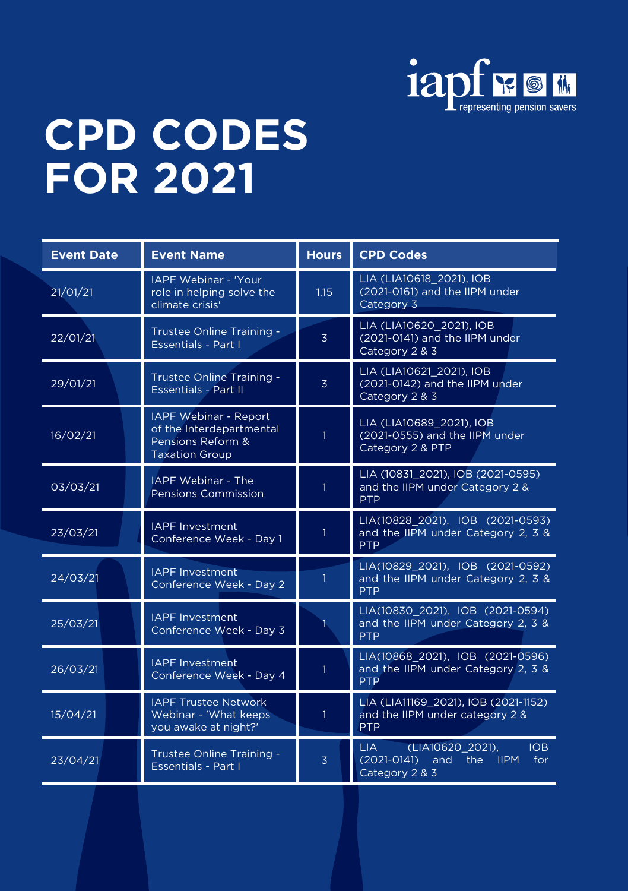iapf representing pension savers

# CPD CODES FOR 2021

| Event Date | Event Name | Hours | CPD Codes |
|---|---|---|---|
| 21/01/21 | IAPF Webinar - 'Your role in helping solve the climate crisis' | 1.15 | LIA (LIA10618_2021), IOB (2021-0161) and the IIPM under Category 3 |
| 22/01/21 | Trustee Online Training - Essentials - Part I | 3 | LIA (LIA10620_2021), IOB (2021-0141) and the IIPM under Category 2 & 3 |
| 29/01/21 | Trustee Online Training - Essentials - Part II | 3 | LIA (LIA10621_2021), IOB (2021-0142) and the IIPM under Category 2 & 3 |
| 16/02/21 | IAPF Webinar - Report of the Interdepartmental Pensions Reform & Taxation Group | 1 | LIA (LIA10689_2021), IOB (2021-0555) and the IIPM under Category 2 & PTP |
| 03/03/21 | IAPF Webinar - The Pensions Commission | 1 | LIA (10831_2021), IOB (2021-0595) and the IIPM under Category 2 & PTP |
| 23/03/21 | IAPF Investment Conference Week - Day 1 | 1 | LIA(10828_2021), IOB (2021-0593) and the IIPM under Category 2, 3 & PTP |
| 24/03/21 | IAPF Investment Conference Week - Day 2 | 1 | LIA(10829_2021), IOB (2021-0592) and the IIPM under Category 2, 3 & PTP |
| 25/03/21 | IAPF Investment Conference Week - Day 3 | 1 | LIA(10830_2021), IOB (2021-0594) and the IIPM under Category 2, 3 & PTP |
| 26/03/21 | IAPF Investment Conference Week - Day 4 | 1 | LIA(10868_2021), IOB (2021-0596) and the IIPM under Category 2, 3 & PTP |
| 15/04/21 | IAPF Trustee Network Webinar - 'What keeps you awake at night?' | 1 | LIA (LIA11169_2021), IOB (2021-1152) and the IIPM under category 2 & PTP |
| 23/04/21 | Trustee Online Training - Essentials - Part I | 3 | LIA (LIA10620_2021), IOB (2021-0141) and the IIPM for Category 2 & 3 |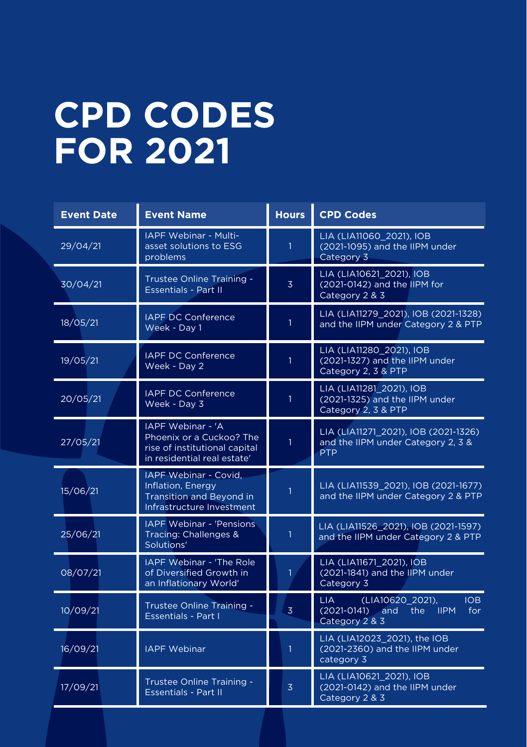# CPD CODES FOR 2021

| Event Date | Event Name | Hours | CPD Codes |
|---|---|---|---|
| 29/04/21 | IAPF Webinar - Multi-asset solutions to ESG problems | 1 | LIA (LIA11060_2021), IOB (2021-1095) and the IIPM under Category 3 |
| 30/04/21 | Trustee Online Training - Essentials - Part II | 3 | LIA (LIA10621_2021), IOB (2021-0142) and the IIPM for Category 2 & 3 |
| 18/05/21 | IAPF DC Conference Week - Day 1 | 1 | LIA (LIA11279_2021), IOB (2021-1328) and the IIPM under Category 2 & PTP |
| 19/05/21 | IAPF DC Conference Week - Day 2 | 1 | LIA (LIA11280_2021), IOB (2021-1327) and the IIPM under Category 2, 3 & PTP |
| 20/05/21 | IAPF DC Conference Week - Day 3 | 1 | LIA (LIA11281_2021), IOB (2021-1325) and the IIPM under Category 2, 3 & PTP |
| 27/05/21 | IAPF Webinar - 'A Phoenix or a Cuckoo? The rise of institutional capital in residential real estate' | 1 | LIA (LIA11271_2021), IOB (2021-1326) and the IIPM under Category 2, 3 & PTP |
| 15/06/21 | IAPF Webinar - Covid, Inflation, Energy Transition and Beyond in Infrastructure Investment | 1 | LIA (LIA11539_2021), IOB (2021-1677) and the IIPM under Category 2 & PTP |
| 25/06/21 | IAPF Webinar - 'Pensions Tracing: Challenges & Solutions' | 1 | LIA (LIA11526_2021), IOB (2021-1597) and the IIPM under Category 2 & PTP |
| 08/07/21 | IAPF Webinar - 'The Role of Diversified Growth in an Inflationary World' | 1 | LIA (LIA11671_2021), IOB (2021-1841) and the IIPM under Category 3 |
| 10/09/21 | Trustee Online Training - Essentials - Part I | 3 | LIA (LIA10620_2021), IOB (2021-0141) and the IIPM for Category 2 & 3 |
| 16/09/21 | IAPF Webinar | 1 | LIA (LIA12023_2021), the IOB (2021-2360) and the IIPM under category 3 |
| 17/09/21 | Trustee Online Training - Essentials - Part II | 3 | LIA (LIA10621_2021), IOB (2021-0142) and the IIPM under Category 2 & 3 |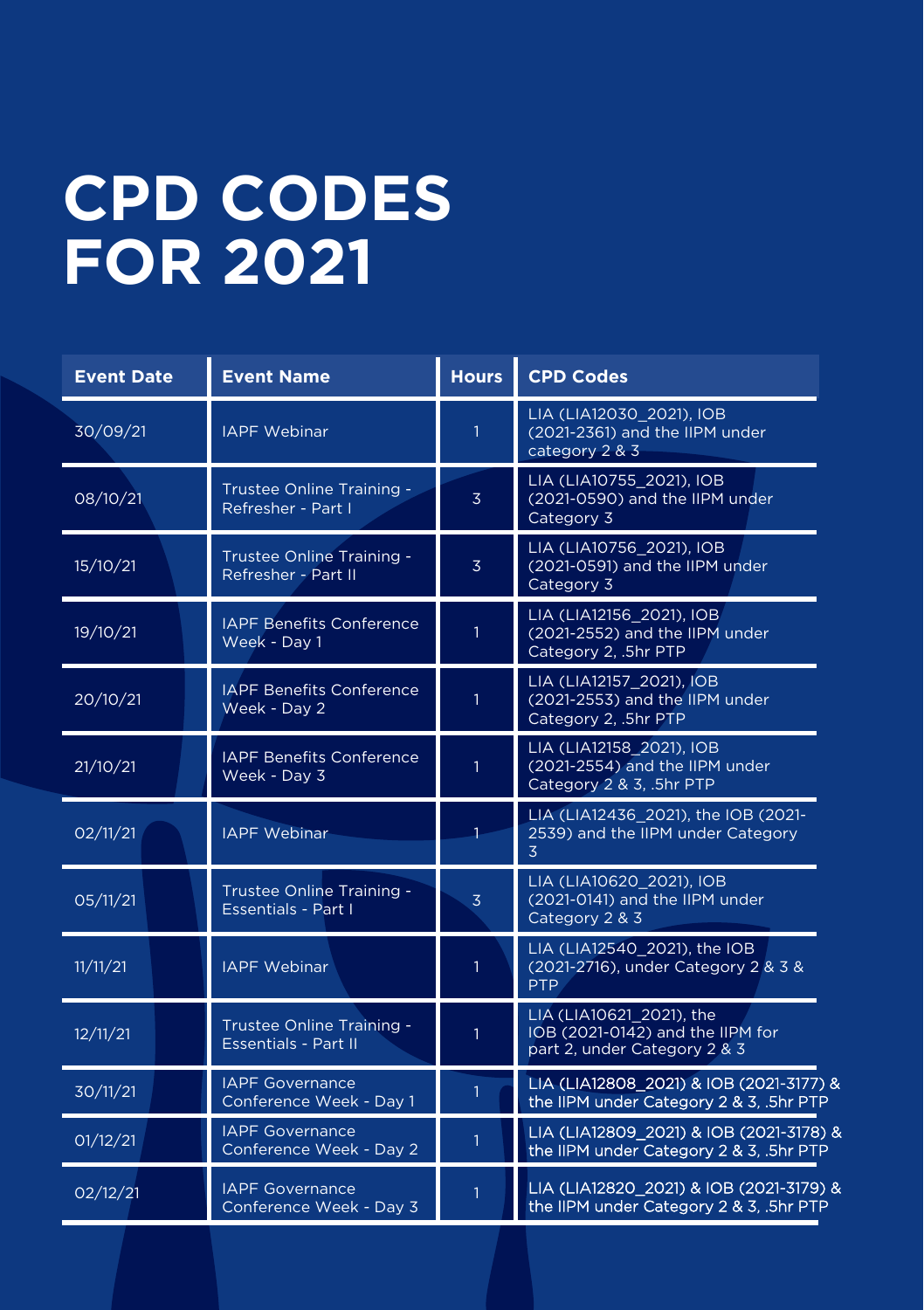# CPD CODES FOR 2021

| Event Date | Event Name | Hours | CPD Codes |
|---|---|---|---|
| 30/09/21 | IAPF Webinar | 1 | LIA (LIA12030_2021), IOB (2021-2361) and the IIPM under category 2 & 3 |
| 08/10/21 | Trustee Online Training - Refresher - Part I | 3 | LIA (LIA10755_2021), IOB (2021-0590) and the IIPM under Category 3 |
| 15/10/21 | Trustee Online Training - Refresher - Part II | 3 | LIA (LIA10756_2021), IOB (2021-0591) and the IIPM under Category 3 |
| 19/10/21 | IAPF Benefits Conference Week - Day 1 | 1 | LIA (LIA12156_2021), IOB (2021-2552) and the IIPM under Category 2, .5hr PTP |
| 20/10/21 | IAPF Benefits Conference Week - Day 2 | 1 | LIA (LIA12157_2021), IOB (2021-2553) and the IIPM under Category 2, .5hr PTP |
| 21/10/21 | IAPF Benefits Conference Week - Day 3 | 1 | LIA (LIA12158_2021), IOB (2021-2554) and the IIPM under Category 2 & 3, .5hr PTP |
| 02/11/21 | IAPF Webinar | 1 | LIA (LIA12436_2021), the IOB (2021-2539) and the IIPM under Category 3 |
| 05/11/21 | Trustee Online Training - Essentials - Part I | 3 | LIA (LIA10620_2021), IOB (2021-0141) and the IIPM under Category 2 & 3 |
| 11/11/21 | IAPF Webinar | 1 | LIA (LIA12540_2021), the IOB (2021-2716), under Category 2 & 3 & PTP |
| 12/11/21 | Trustee Online Training - Essentials - Part II | 1 | LIA (LIA10621_2021), the IOB (2021-0142) and the IIPM for part 2, under Category 2 & 3 |
| 30/11/21 | IAPF Governance Conference Week - Day 1 | 1 | LIA (LIA12808_2021) & IOB (2021-3177) & the IIPM under Category 2 & 3, .5hr PTP |
| 01/12/21 | IAPF Governance Conference Week - Day 2 | 1 | LIA (LIA12809_2021) & IOB (2021-3178) & the IIPM under Category 2 & 3, .5hr PTP |
| 02/12/21 | IAPF Governance Conference Week - Day 3 | 1 | LIA (LIA12820_2021) & IOB (2021-3179) & the IIPM under Category 2 & 3, .5hr PTP |